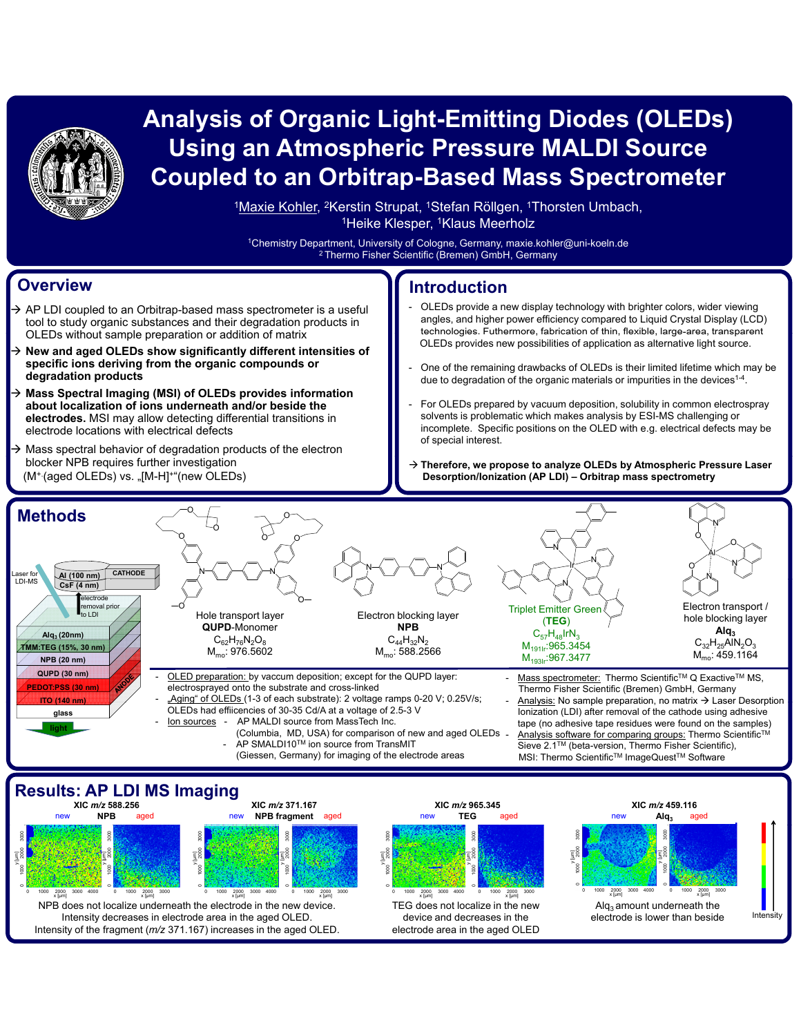# Analysis of Organic Light-Emitting Diodes (OLEDs) Using an Atmospheric Pressure MALDI Source Coupled to an Orbitrap-Based Mass Spectrometer

[1]Maxie Kohler, [2]Kerstin Strupat, [1]Stefan Röllgen, [1]Thorsten Umbach, [1]Heike Klesper, [1]Klaus Meerholz

[1]Chemistry Department, University of Cologne, Germany, maxie.kohler@uni-koeln.de
[2] Thermo Fisher Scientific (Bremen) GmbH, Germany

## Overview

- → AP LDI coupled to an Orbitrap-based mass spectrometer is a useful tool to study organic substances and their degradation products in OLEDs without sample preparation or addition of matrix
- → **New and aged OLEDs show significantly different intensities of specific ions deriving from the organic compounds or degradation products**
- → **Mass Spectral Imaging (MSI) of OLEDs provides information about localization of ions underneath and/or beside the electrodes.** MSI may allow detecting differential transitions in electrode locations with electrical defects
- → Mass spectral behavior of degradation products of the electron blocker NPB requires further investigation ($M^{+\cdot}$(aged OLEDs) vs. „[M-H]+"(new OLEDs)

## Introduction

- OLEDs provide a new display technology with brighter colors, wider viewing angles, and higher power efficiency compared to Liquid Crystal Display (LCD) technologies. Futhermore, fabrication of thin, flexible, large-area, transparent OLEDs provides new possibilities of application as alternative light source.
- One of the remaining drawbacks of OLEDs is their limited lifetime which may be due to degradation of the organic materials or impurities in the devices[1-4].
- For OLEDs prepared by vacuum deposition, solubility in common electrospray solvents is problematic which makes analysis by ESI-MS challenging or incomplete. Specific positions on the OLED with e.g. electrical defects may be of special interest.

**→ Therefore, we propose to analyze OLEDs by Atmospheric Pressure Laser Desorption/Ionization (AP LDI) – Orbitrap mass spectrometry**

## Methods

Device layer stack (top to bottom): CATHODE: Al (100 nm), CsF (4 nm) – electrode removal prior to LDI; Laser for LDI-MS; $Alq_3$ (20nm); TMM:TEG (15%, 30 nm); NPB (20 nm); QUPD (30 nm); ANODE: PEDOT:PSS (30 nm), ITO (140 nm); glass; light

- Hole transport layer: **QUPD**-Monomer, $C_{62}H_{76}N_2O_8$, $M_{mo}$: 976.5602
- Electron blocking layer: **NPB**, $C_{44}H_{32}N_2$, $M_{mo}$: 588.2566
- Triplet Emitter Green (**TEG**), $C_{57}H_{48}IrN_3$, $M_{191Ir}$: 965.3454, $M_{193Ir}$: 967.3477
- Electron transport / hole blocking layer: **$Alq_3$**, $C_{32}H_{25}AlN_2O_3$, $M_{mo}$: 459.1164

- OLED preparation: by vaccum deposition; except for the QUPD layer: electrosprayed onto the substrate and cross-linked
- „Aging" of OLEDs (1-3 of each substrate): 2 voltage ramps 0-20 V; 0.25V/s; OLEDs had efficiencies of 30-35 Cd/A at a voltage of 2.5-3 V
- Ion sources
  - AP MALDI source from MassTech Inc. (Columbia, MD, USA) for comparison of new and aged OLEDs
  - AP SMALDI10™ ion source from TransMIT (Giessen, Germany) for imaging of the electrode areas
- Mass spectrometer: Thermo Scientific™ Q Exactive™ MS, Thermo Fisher Scientific (Bremen) GmbH, Germany
- Analysis: No sample preparation, no matrix → Laser Desorption Ionization (LDI) after removal of the cathode using adhesive tape (no adhesive tape residues were found on the samples)
- Analysis software for comparing groups: Thermo Scientific™ Sieve 2.1™ (beta-version, Thermo Fisher Scientific), MSI: Thermo Scientific™ ImageQuest™ Software

## Results: AP LDI MS Imaging

XIC m/z 588.256 – NPB (new / aged); XIC m/z 371.167 – NPB fragment (new / aged): NPB does not localize underneath the electrode in the new device. Intensity decreases in electrode area in the aged OLED. Intensity of the fragment (m/z 371.167) increases in the aged OLED.

XIC m/z 965.345 – TEG (new / aged): TEG does not localize in the new device and decreases in the electrode area in the aged OLED

XIC m/z 459.116 – $Alq_3$ (new / aged): $Alq_3$ amount underneath the electrode is lower than beside

Intensity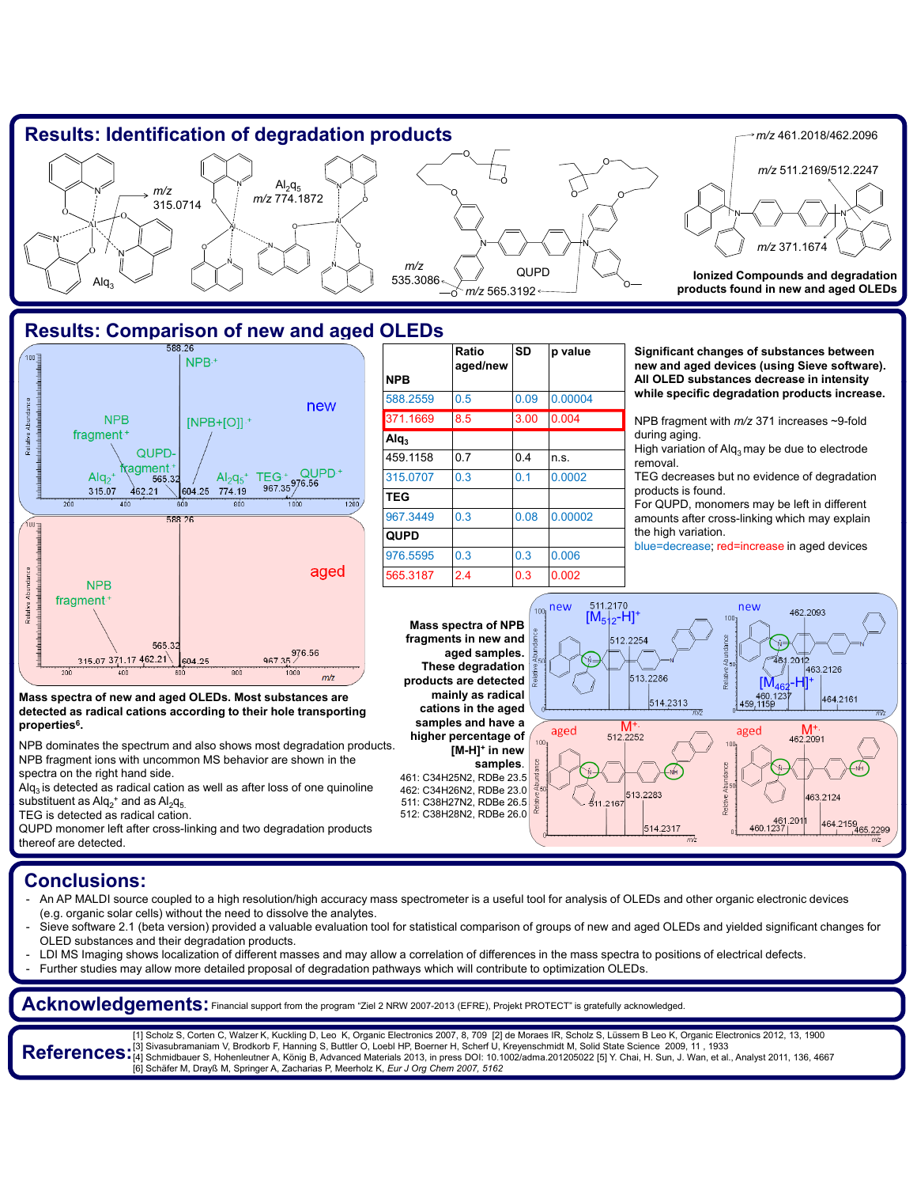## Results: Identification of degradation products

$Alq_3$

*m/z* 315.0714

$Al_2q_5$ *m/z* 774.1872

QUPD

*m/z* 535.3086

*m/z* 565.3192

*m/z* 461.2018/462.2096

*m/z* 511.2169/512.2247

*m/z* 371.1674

**Ionized Compounds and degradation products found in new and aged OLEDs**

## Results: Comparison of new and aged OLEDs

588.26

$NPB^{+\cdot}$

new

NPB fragment$^+$

$[NPB+[O]]^{+\cdot}$

QUPD-fragment$^+$

$Alq_2^+$

$Al_2q_5^+$

$TEG^+$

$QUPD^+$

315.07 462.21 565.32 604.25 774.19 967.35 976.56

588.26

aged

NPB fragment$^+$

315.07 371.17 462.21 565.32 604.25 967.35 976.56

*m/z*

**Mass spectra of new and aged OLEDs. Most substances are detected as radical cations according to their hole transporting properties[6].**

NPB dominates the spectrum and also shows most degradation products. NPB fragment ions with uncommon MS behavior are shown in the spectra on the right hand side.

$Alq_3$ is detected as radical cation as well as after loss of one quinoline substituent as $Alq_2^+$ and as $Al_2q_5$.

TEG is detected as radical cation.

QUPD monomer left after cross-linking and two degradation products thereof are detected.

| NPB | Ratio aged/new | SD | p value |
|---|---|---|---|
| 588.2559 | 0.5 | 0.09 | 0.00004 |
| 371.1669 | 8.5 | 3.00 | 0.004 |
| **$Alq_3$** | | | |
| 459.1158 | 0.7 | 0.4 | n.s. |
| 315.0707 | 0.3 | 0.1 | 0.0002 |
| **TEG** | | | |
| 967.3449 | 0.3 | 0.08 | 0.00002 |
| **QUPD** | | | |
| 976.5595 | 0.3 | 0.3 | 0.006 |
| 565.3187 | 2.4 | 0.3 | 0.002 |

**Significant changes of substances between new and aged devices (using Sieve software). All OLED substances decrease in intensity while specific degradation products increase.**

NPB fragment with *m/z* 371 increases ~9-fold during aging.

High variation of $Alq_3$ may be due to electrode removal.

TEG decreases but no evidence of degradation products is found.

For QUPD, monomers may be left in different amounts after cross-linking which may explain the high variation.

blue=decrease; red=increase in aged devices

**Mass spectra of NPB fragments in new and aged samples. These degradation products are detected mainly as radical cations in the aged samples and have a higher percentage of $[M-H]^+$ in new samples.**

461: $C_{34}H_{25}N_2$, RDBe 23.5
462: $C_{34}H_{26}N_2$, RDBe 23.0
511: $C_{38}H_{27}N_2$, RDBe 26.5
512: $C_{38}H_{28}N_2$, RDBe 26.0

new: 511.2170 $[M_{512}-H]^+$; 512.2254; 513.2286; 514.2313

new: 462.2093; 461.2012; $[M_{462}-H]^+$; 463.2126; 460.1237; 459.1159; 464.2161

aged: $M^{+\cdot}$ 512.2252; 511.2167; 513.2283; 514.2317

aged: $M^{+\cdot}$ 462.2091; 463.2124; 461.2011; 460.1237; 464.2159; 465.2299

## Conclusions:

- An AP MALDI source coupled to a high resolution/high accuracy mass spectrometer is a useful tool for analysis of OLEDs and other organic electronic devices (e.g. organic solar cells) without the need to dissolve the analytes.
- Sieve software 2.1 (beta version) provided a valuable evaluation tool for statistical comparison of groups of new and aged OLEDs and yielded significant changes for OLED substances and their degradation products.
- LDI MS Imaging shows localization of different masses and may allow a correlation of differences in the mass spectra to positions of electrical defects.
- Further studies may allow more detailed proposal of degradation pathways which will contribute to optimization OLEDs.

## Acknowledgements:

Financial support from the program "Ziel 2 NRW 2007-2013 (EFRE), Projekt PROTECT" is gratefully acknowledged.

## References:

[1] Scholz S, Corten C, Walzer K, Kuckling D, Leo K, Organic Electronics 2007, 8, 709 [2] de Moraes IR, Scholz S, Lüssem B Leo K, Organic Electronics 2012, 13, 1900
[3] Sivasubramaniam V, Brodkorb F, Hanning S, Buttler O, Loebl HP, Boerner H, Scherf U, Kreyenschmidt M, Solid State Science 2009, 11 , 1933
[4] Schmidbauer S, Hohenleutner A, König B, Advanced Materials 2013, in press DOI: 10.1002/adma.201205022 [5] Y. Chai, H. Sun, J. Wan, et al., Analyst 2011, 136, 4667
[6] Schäfer M, Drayß M, Springer A, Zacharias P, Meerholz K, *Eur J Org Chem 2007, 5162*